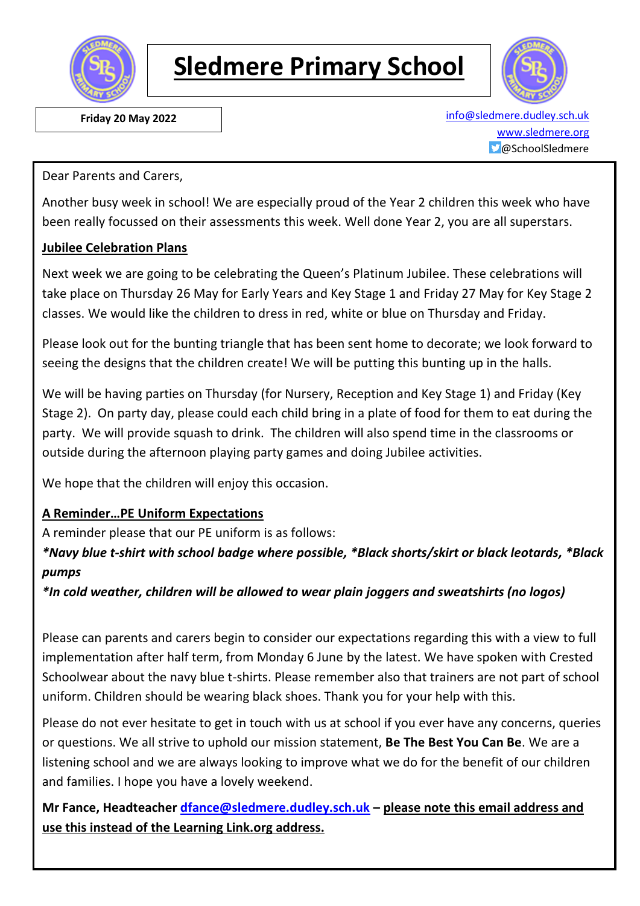# Sledmere Primary School

**Friday 20 May 2022**

info@sledmere.dudley.sch.uk
www.sledmere.org
@SchoolSledmere

Dear Parents and Carers,

Another busy week in school! We are especially proud of the Year 2 children this week who have been really focussed on their assessments this week. Well done Year 2, you are all superstars.

**Jubilee Celebration Plans**

Next week we are going to be celebrating the Queen's Platinum Jubilee. These celebrations will take place on Thursday 26 May for Early Years and Key Stage 1 and Friday 27 May for Key Stage 2 classes. We would like the children to dress in red, white or blue on Thursday and Friday.

Please look out for the bunting triangle that has been sent home to decorate; we look forward to seeing the designs that the children create! We will be putting this bunting up in the halls.

We will be having parties on Thursday (for Nursery, Reception and Key Stage 1) and Friday (Key Stage 2). On party day, please could each child bring in a plate of food for them to eat during the party. We will provide squash to drink. The children will also spend time in the classrooms or outside during the afternoon playing party games and doing Jubilee activities.

We hope that the children will enjoy this occasion.

**A Reminder…PE Uniform Expectations**

A reminder please that our PE uniform is as follows:

***Navy blue t-shirt with school badge where possible, *Black shorts/skirt or black leotards, *Black pumps***

***In cold weather, children will be allowed to wear plain joggers and sweatshirts (no logos)***

Please can parents and carers begin to consider our expectations regarding this with a view to full implementation after half term, from Monday 6 June by the latest. We have spoken with Crested Schoolwear about the navy blue t-shirts. Please remember also that trainers are not part of school uniform. Children should be wearing black shoes. Thank you for your help with this.

Please do not ever hesitate to get in touch with us at school if you ever have any concerns, queries or questions. We all strive to uphold our mission statement, **Be The Best You Can Be**. We are a listening school and we are always looking to improve what we do for the benefit of our children and families. I hope you have a lovely weekend.

**Mr Fance, Headteacher dfance@sledmere.dudley.sch.uk – please note this email address and use this instead of the Learning Link.org address.**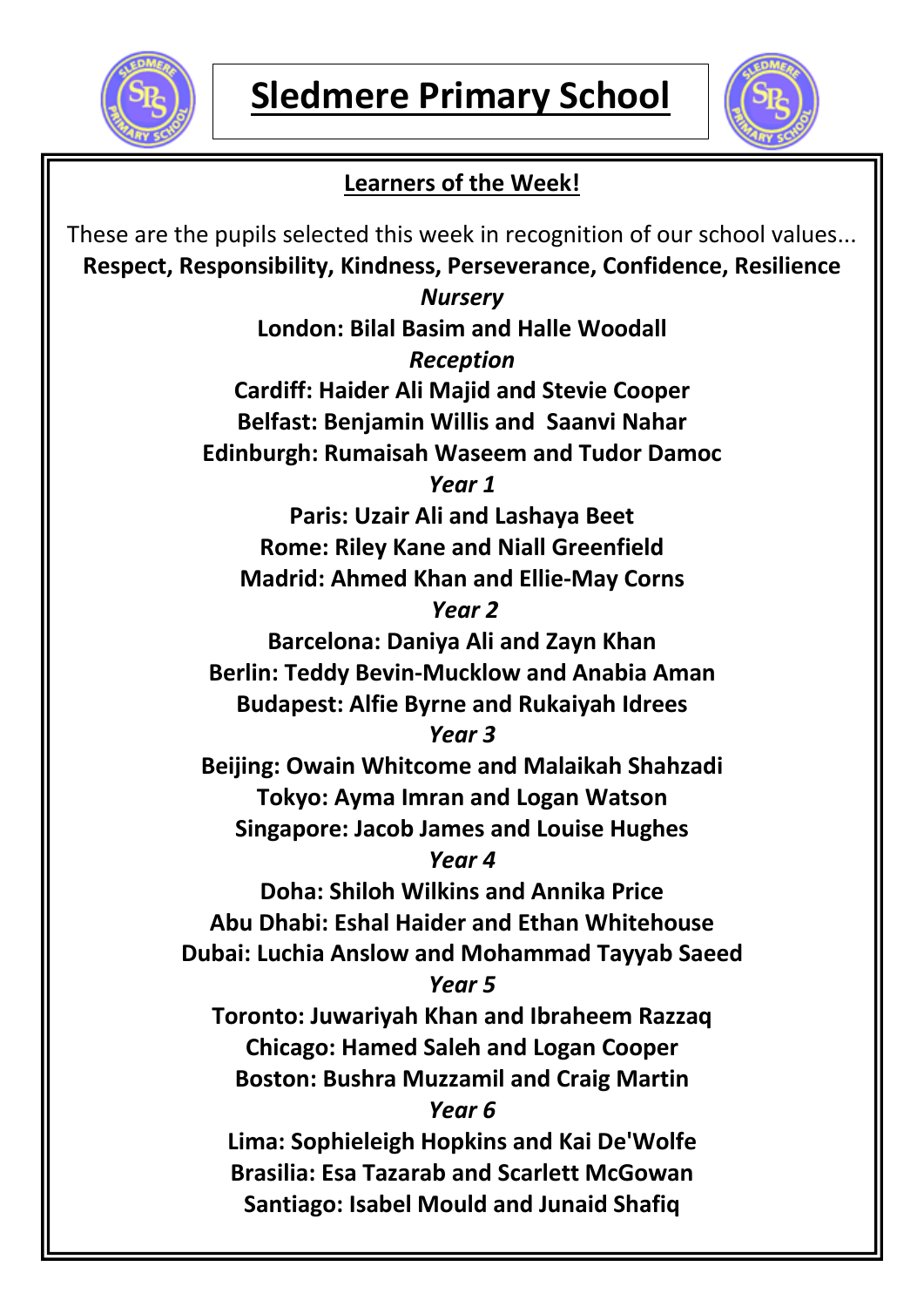# Sledmere Primary School

## Learners of the Week!

These are the pupils selected this week in recognition of our school values...

**Respect, Responsibility, Kindness, Perseverance, Confidence, Resilience**

*Nursery*

**London: Bilal Basim and Halle Woodall**

*Reception*

**Cardiff: Haider Ali Majid and Stevie Cooper**

**Belfast: Benjamin Willis and Saanvi Nahar**

**Edinburgh: Rumaisah Waseem and Tudor Damoc**

*Year 1*

**Paris: Uzair Ali and Lashaya Beet**

**Rome: Riley Kane and Niall Greenfield**

**Madrid: Ahmed Khan and Ellie-May Corns**

*Year 2*

**Barcelona: Daniya Ali and Zayn Khan**

**Berlin: Teddy Bevin-Mucklow and Anabia Aman**

**Budapest: Alfie Byrne and Rukaiyah Idrees**

*Year 3*

**Beijing: Owain Whitcome and Malaikah Shahzadi**

**Tokyo: Ayma Imran and Logan Watson**

**Singapore: Jacob James and Louise Hughes**

*Year 4*

**Doha: Shiloh Wilkins and Annika Price**

**Abu Dhabi: Eshal Haider and Ethan Whitehouse**

**Dubai: Luchia Anslow and Mohammad Tayyab Saeed**

*Year 5*

**Toronto: Juwariyah Khan and Ibraheem Razzaq**

**Chicago: Hamed Saleh and Logan Cooper**

**Boston: Bushra Muzzamil and Craig Martin**

*Year 6*

**Lima: Sophieleigh Hopkins and Kai De'Wolfe**

**Brasilia: Esa Tazarab and Scarlett McGowan**

**Santiago: Isabel Mould and Junaid Shafiq**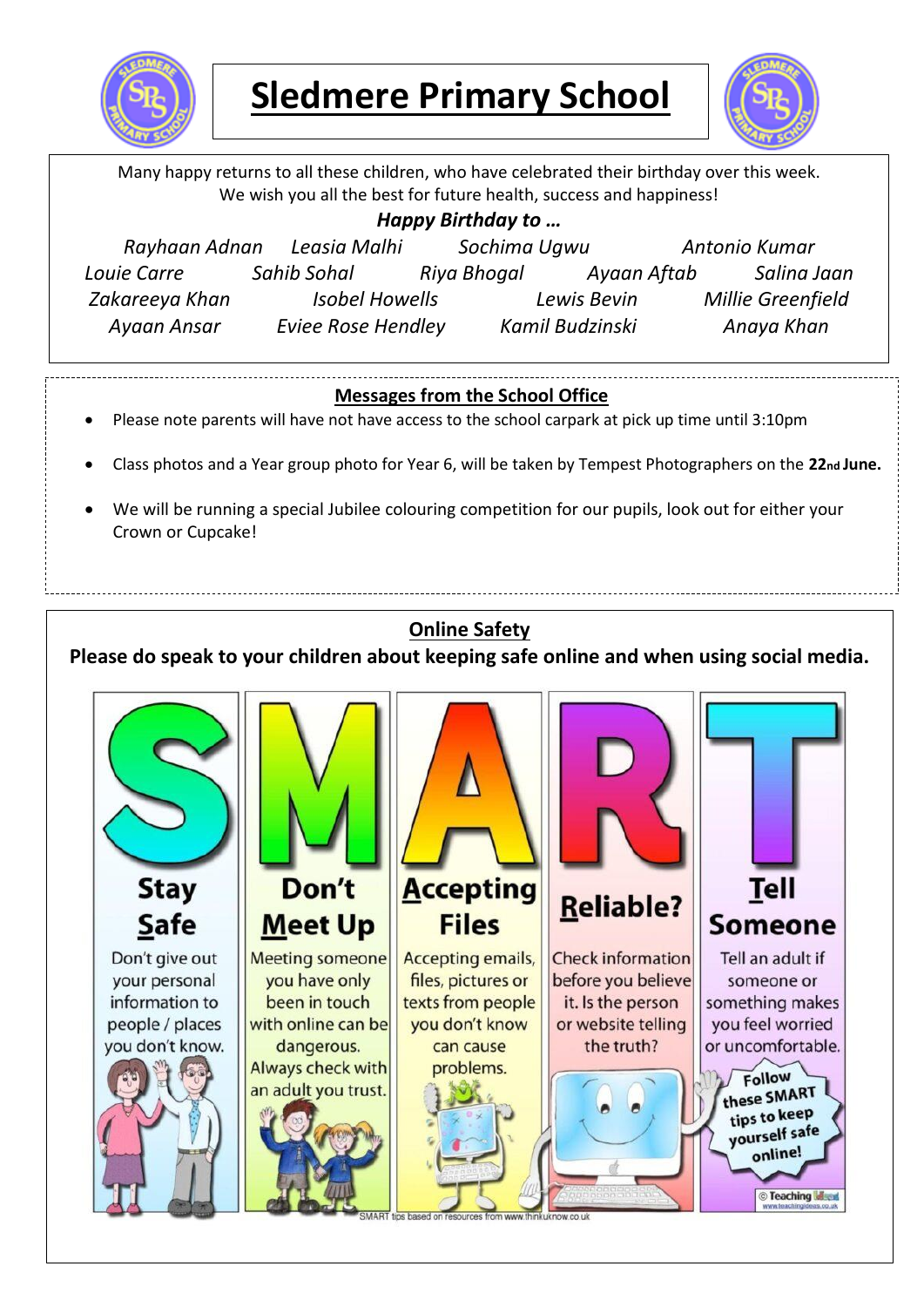# Sledmere Primary School

Many happy returns to all these children, who have celebrated their birthday over this week.
We wish you all the best for future health, success and happiness!

***Happy Birthday to …***

*Rayhaan Adnan* *Leasia Malhi* *Sochima Ugwu* *Antonio Kumar*
*Louie Carre* *Sahib Sohal* *Riya Bhogal* *Ayaan Aftab* *Salina Jaan*
*Zakareeya Khan* *Isobel Howells* *Lewis Bevin* *Millie Greenfield*
*Ayaan Ansar* *Eviee Rose Hendley* *Kamil Budzinski* *Anaya Khan*

## Messages from the School Office

- Please note parents will have not have access to the school carpark at pick up time until 3:10pm
- Class photos and a Year group photo for Year 6, will be taken by Tempest Photographers on the **22nd June.**
- We will be running a special Jubilee colouring competition for our pupils, look out for either your Crown or Cupcake!

## Online Safety

**Please do speak to your children about keeping safe online and when using social media.**

**S – Stay Safe**
Don't give out your personal information to people / places you don't know.

**M – Don't Meet Up**
Meeting someone you have only been in touch with online can be dangerous. Always check with an adult you trust.

**A – Accepting Files**
Accepting emails, files, pictures or texts from people you don't know can cause problems.

**R – Reliable?**
Check information before you believe it. Is the person or website telling the truth?

**T – Tell Someone**
Tell an adult if someone or something makes you feel worried or uncomfortable.

Follow these SMART tips to keep yourself safe online!

SMART tips based on resources from www.thinkuknow.co.uk

© Teaching Ideas www.teachingideas.co.uk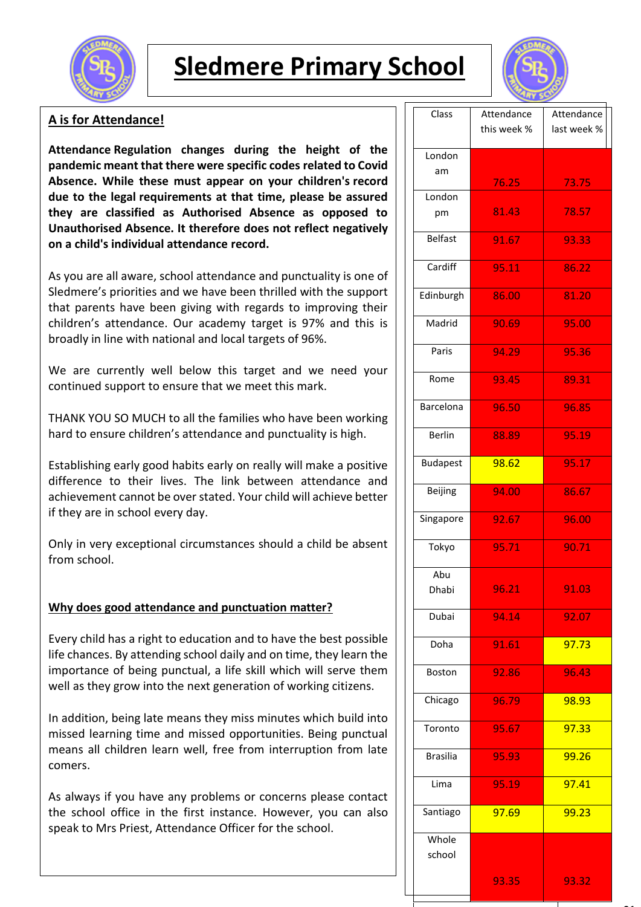# Sledmere Primary School

## A is for Attendance!

**Attendance Regulation changes during the height of the pandemic meant that there were specific codes related to Covid Absence. While these must appear on your children's record due to the legal requirements at that time, please be assured they are classified as Authorised Absence as opposed to Unauthorised Absence. It therefore does not reflect negatively on a child's individual attendance record.**

As you are all aware, school attendance and punctuality is one of Sledmere's priorities and we have been thrilled with the support that parents have been giving with regards to improving their children's attendance. Our academy target is 97% and this is broadly in line with national and local targets of 96%.

We are currently well below this target and we need your continued support to ensure that we meet this mark.

THANK YOU SO MUCH to all the families who have been working hard to ensure children's attendance and punctuality is high.

Establishing early good habits early on really will make a positive difference to their lives. The link between attendance and achievement cannot be over stated. Your child will achieve better if they are in school every day.

Only in very exceptional circumstances should a child be absent from school.

## Why does good attendance and punctuation matter?

Every child has a right to education and to have the best possible life chances. By attending school daily and on time, they learn the importance of being punctual, a life skill which will serve them well as they grow into the next generation of working citizens.

In addition, being late means they miss minutes which build into missed learning time and missed opportunities. Being punctual means all children learn well, free from interruption from late comers.

As always if you have any problems or concerns please contact the school office in the first instance. However, you can also speak to Mrs Priest, Attendance Officer for the school.

| Class | Attendance this week % | Attendance last week % |
|---|---|---|
| London am | 76.25 | 73.75 |
| London pm | 81.43 | 78.57 |
| Belfast | 91.67 | 93.33 |
| Cardiff | 95.11 | 86.22 |
| Edinburgh | 86.00 | 81.20 |
| Madrid | 90.69 | 95.00 |
| Paris | 94.29 | 95.36 |
| Rome | 93.45 | 89.31 |
| Barcelona | 96.50 | 96.85 |
| Berlin | 88.89 | 95.19 |
| Budapest | 98.62 | 95.17 |
| Beijing | 94.00 | 86.67 |
| Singapore | 92.67 | 96.00 |
| Tokyo | 95.71 | 90.71 |
| Abu Dhabi | 96.21 | 91.03 |
| Dubai | 94.14 | 92.07 |
| Doha | 91.61 | 97.73 |
| Boston | 92.86 | 96.43 |
| Chicago | 96.79 | 98.93 |
| Toronto | 95.67 | 97.33 |
| Brasilia | 95.93 | 99.26 |
| Lima | 95.19 | 97.41 |
| Santiago | 97.69 | 99.23 |
| Whole school | 93.35 | 93.32 |